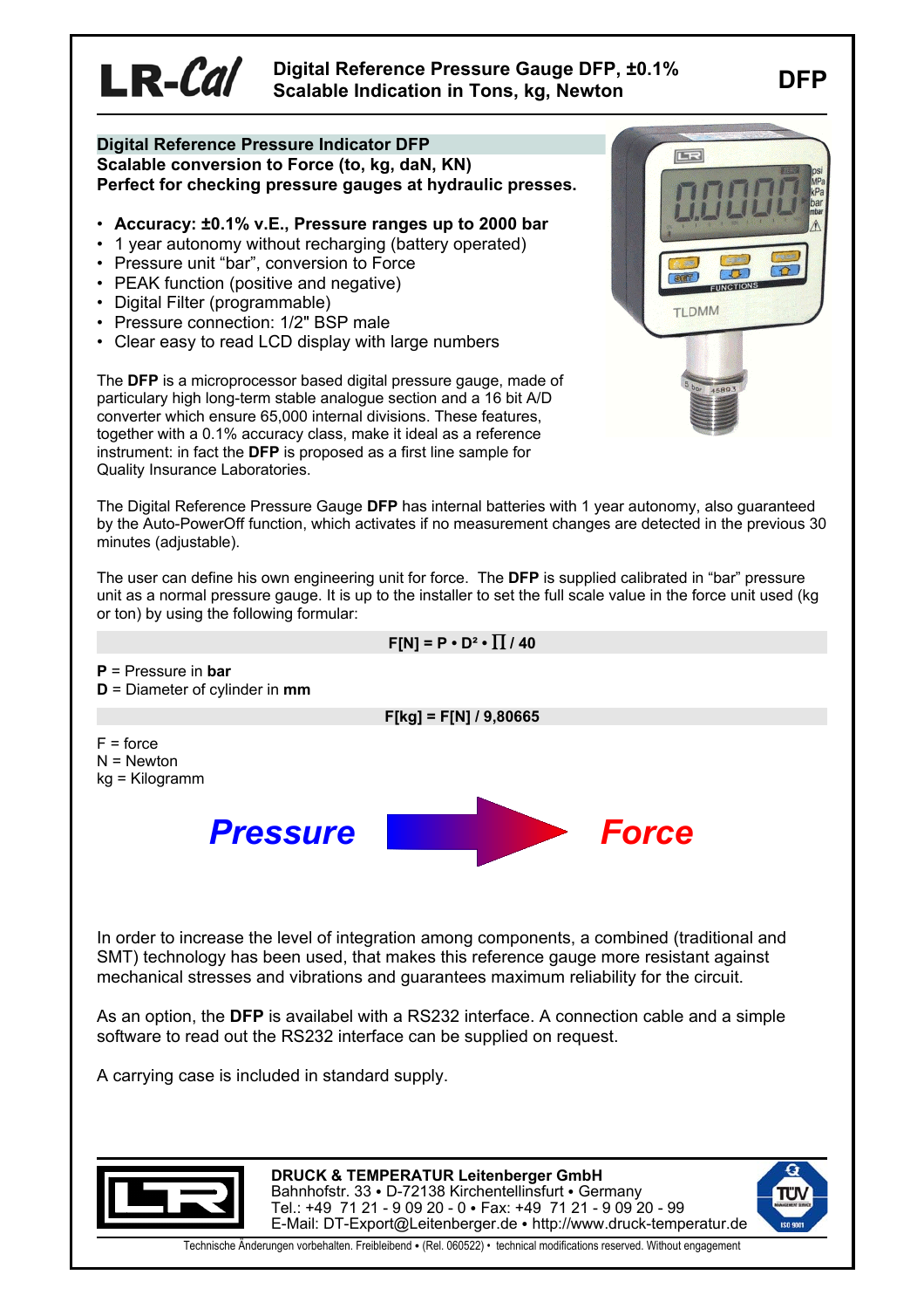# LR-Cal Digital Reference Pressure Gauge DFP, ±0.1% Scalable Indication in Tons, kg, Newton

**DFP**

## Digital Reference Pressure Indicator DFP

**Scalable conversion to Force (to, kg, daN, KN)**
**Perfect for checking pressure gauges at hydraulic presses.**

- **Accuracy: ±0.1% v.E., Pressure ranges up to 2000 bar**
- 1 year autonomy without recharging (battery operated)
- Pressure unit "bar", conversion to Force
- PEAK function (positive and negative)
- Digital Filter (programmable)
- Pressure connection: 1/2" BSP male
- Clear easy to read LCD display with large numbers

The **DFP** is a microprocessor based digital pressure gauge, made of particularly high long-term stable analogue section and a 16 bit A/D converter which ensure 65,000 internal divisions. These features, together with a 0.1% accuracy class, make it ideal as a reference instrument: in fact the **DFP** is proposed as a first line sample for Quality Insurance Laboratories.

The Digital Reference Pressure Gauge **DFP** has internal batteries with 1 year autonomy, also guaranteed by the Auto-PowerOff function, which activates if no measurement changes are detected in the previous 30 minutes (adjustable).

The user can define his own engineering unit for force. The **DFP** is supplied calibrated in "bar" pressure unit as a normal pressure gauge. It is up to the installer to set the full scale value in the force unit used (kg or ton) by using the following formular:

$$F[N] = P \cdot D^2 \cdot \pi / 40$$

**P** = Pressure in **bar**
**D** = Diameter of cylinder in **mm**

$$F[kg] = F[N] / 9{,}80665$$

F = force
N = Newton
kg = Kilogramm

***Pressure*** → ***Force***

In order to increase the level of integration among components, a combined (traditional and SMT) technology has been used, that makes this reference gauge more resistant against mechanical stresses and vibrations and guarantees maximum reliability for the circuit.

As an option, the **DFP** is availabel with a RS232 interface. A connection cable and a simple software to read out the RS232 interface can be supplied on request.

A carrying case is included in standard supply.

**DRUCK & TEMPERATUR Leitenberger GmbH**
Bahnhofstr. 33 • D-72138 Kirchentellinsfurt • Germany
Tel.: +49 71 21 - 9 09 20 - 0 • Fax: +49 71 21 - 9 09 20 - 99
E-Mail: DT-Export@Leitenberger.de • http://www.druck-temperatur.de

Technische Änderungen vorbehalten. Freibleibend • (Rel. 060522) • technical modifications reserved. Without engagement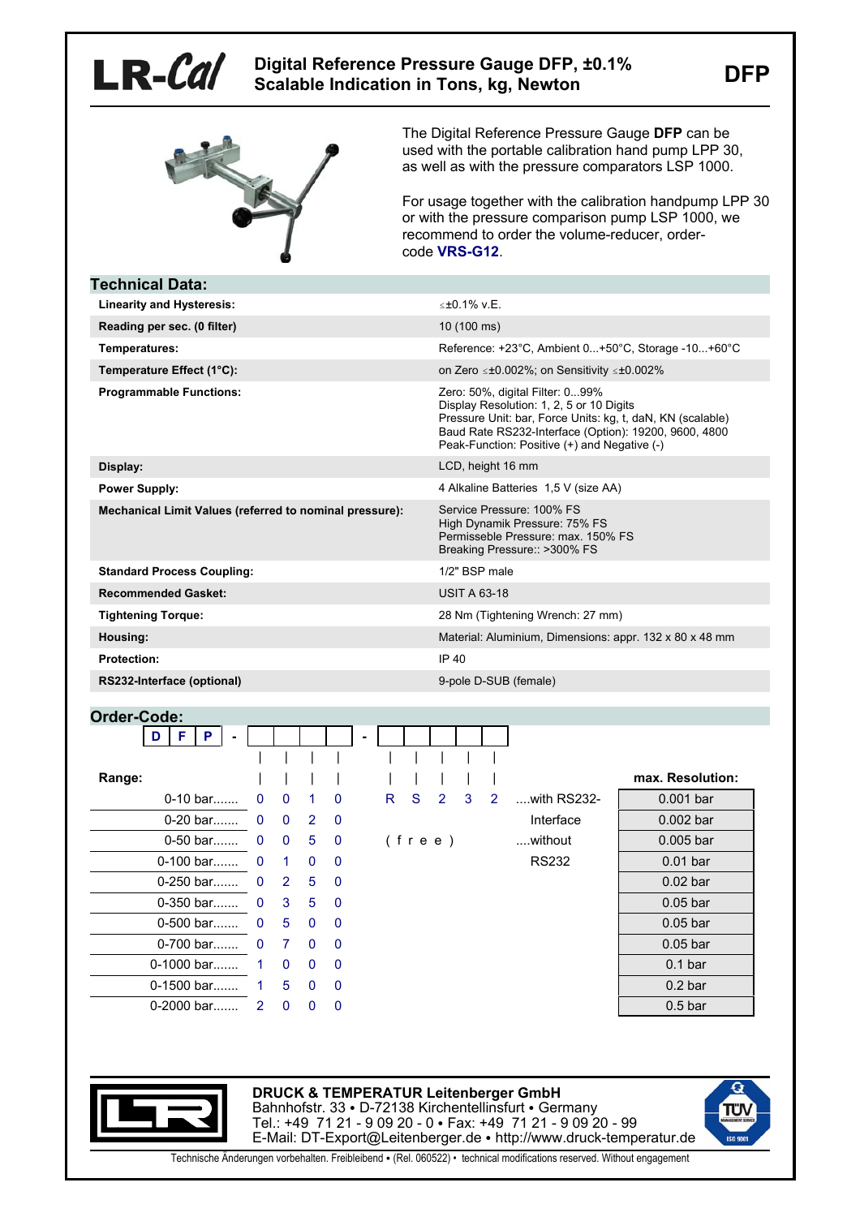# LR-Cal Digital Reference Pressure Gauge DFP, ±0.1% Scalable Indication in Tons, kg, Newton

**DFP**

The Digital Reference Pressure Gauge **DFP** can be used with the portable calibration hand pump LPP 30, as well as with the pressure comparators LSP 1000.

For usage together with the calibration handpump LPP 30 or with the pressure comparison pump LSP 1000, we recommend to order the volume-reducer, order-code **VRS-G12**.

## Technical Data:

| | |
|---|---|
| **Linearity and Hysteresis:** | ≤±0.1% v.E. |
| **Reading per sec. (0 filter)** | 10 (100 ms) |
| **Temperatures:** | Reference: +23°C, Ambient 0...+50°C, Storage -10...+60°C |
| **Temperature Effect (1°C):** | on Zero ≤±0.002%; on Sensitivity ≤±0.002% |
| **Programmable Functions:** | Zero: 50%, digital Filter: 0...99%<br>Display Resolution: 1, 2, 5 or 10 Digits<br>Pressure Unit: bar, Force Units: kg, t, daN, KN (scalable)<br>Baud Rate RS232-Interface (Option): 19200, 9600, 4800<br>Peak-Function: Positive (+) and Negative (-) |
| **Display:** | LCD, height 16 mm |
| **Power Supply:** | 4 Alkaline Batteries 1,5 V (size AA) |
| **Mechanical Limit Values (referred to nominal pressure):** | Service Pressure: 100% FS<br>High Dynamik Pressure: 75% FS<br>Permisseble Pressure: max. 150% FS<br>Breaking Pressure:: >300% FS |
| **Standard Process Coupling:** | 1/2" BSP male |
| **Recommended Gasket:** | USIT A 63-18 |
| **Tightening Torque:** | 28 Nm (Tightening Wrench: 27 mm) |
| **Housing:** | Material: Aluminium, Dimensions: appr. 132 x 80 x 48 mm |
| **Protection:** | IP 40 |
| **RS232-Interface (optional)** | 9-pole D-SUB (female) |

## Order-Code:

D F P - □□□□ - □□□□□

| Range: | Code | Option | | max. Resolution: |
|---|---|---|---|---|
| 0-10 bar....... | 0 0 1 0 | R S 2 3 2 | ....with RS232-Interface | 0.001 bar |
| 0-20 bar....... | 0 0 2 0 | | | 0.002 bar |
| 0-50 bar....... | 0 0 5 0 | ( f r e e ) | ....without RS232 | 0.005 bar |
| 0-100 bar....... | 0 1 0 0 | | | 0.01 bar |
| 0-250 bar....... | 0 2 5 0 | | | 0.02 bar |
| 0-350 bar....... | 0 3 5 0 | | | 0.05 bar |
| 0-500 bar....... | 0 5 0 0 | | | 0.05 bar |
| 0-700 bar....... | 0 7 0 0 | | | 0.05 bar |
| 0-1000 bar....... | 1 0 0 0 | | | 0.1 bar |
| 0-1500 bar....... | 1 5 0 0 | | | 0.2 bar |
| 0-2000 bar....... | 2 0 0 0 | | | 0.5 bar |

**DRUCK & TEMPERATUR Leitenberger GmbH**
Bahnhofstr. 33 • D-72138 Kirchentellinsfurt • Germany
Tel.: +49 71 21 - 9 09 20 - 0 • Fax: +49 71 21 - 9 09 20 - 99
E-Mail: DT-Export@Leitenberger.de • http://www.druck-temperatur.de

Technische Änderungen vorbehalten. Freibleibend • (Rel. 060522) • technical modifications reserved. Without engagement